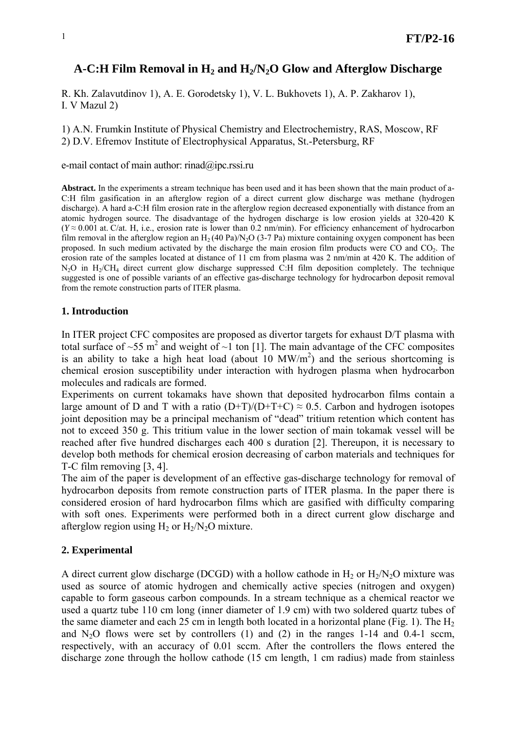# A-C:H Film Removal in $H_2$ and $H_2/N_2O$ Glow and Afterglow Discharge

R. Kh. Zalavutdinov 1), A. E. Gorodetsky 1), V. L. Bukhovets 1), A. P. Zakharov 1), I. V Mazul 2)

1) A.N. Frumkin Institute of Physical Chemistry and Electrochemistry, RAS, Moscow, RF
2) D.V. Efremov Institute of Electrophysical Apparatus, St.-Petersburg, RF

e-mail contact of main author: rinad@ipc.rssi.ru

**Abstract.** In the experiments a stream technique has been used and it has been shown that the main product of a-C:H film gasification in an afterglow region of a direct current glow discharge was methane (hydrogen discharge). A hard a-C:H film erosion rate in the afterglow region decreased exponentially with distance from an atomic hydrogen source. The disadvantage of the hydrogen discharge is low erosion yields at 320-420 K ($Y \approx 0.001$ at. C/at. H, i.e., erosion rate is lower than 0.2 nm/min). For efficiency enhancement of hydrocarbon film removal in the afterglow region an $H_2$ (40 Pa)/$N_2O$ (3-7 Pa) mixture containing oxygen component has been proposed. In such medium activated by the discharge the main erosion film products were CO and $CO_2$. The erosion rate of the samples located at distance of 11 cm from plasma was 2 nm/min at 420 K. The addition of $N_2O$ in $H_2/CH_4$ direct current glow discharge suppressed C:H film deposition completely. The technique suggested is one of possible variants of an effective gas-discharge technology for hydrocarbon deposit removal from the remote construction parts of ITER plasma.

## 1. Introduction

In ITER project CFC composites are proposed as divertor targets for exhaust D/T plasma with total surface of ~55 $m^2$ and weight of ~1 ton [1]. The main advantage of the CFC composites is an ability to take a high heat load (about 10 $MW/m^2$) and the serious shortcoming is chemical erosion susceptibility under interaction with hydrogen plasma when hydrocarbon molecules and radicals are formed.

Experiments on current tokamaks have shown that deposited hydrocarbon films contain a large amount of D and T with a ratio $(D+T)/(D+T+C) \approx 0.5$. Carbon and hydrogen isotopes joint deposition may be a principal mechanism of "dead" tritium retention which content has not to exceed 350 g. This tritium value in the lower section of main tokamak vessel will be reached after five hundred discharges each 400 s duration [2]. Thereupon, it is necessary to develop both methods for chemical erosion decreasing of carbon materials and techniques for T-C film removing [3, 4].

The aim of the paper is development of an effective gas-discharge technology for removal of hydrocarbon deposits from remote construction parts of ITER plasma. In the paper there is considered erosion of hard hydrocarbon films which are gasified with difficulty comparing with soft ones. Experiments were performed both in a direct current glow discharge and afterglow region using $H_2$ or $H_2/N_2O$ mixture.

## 2. Experimental

A direct current glow discharge (DCGD) with a hollow cathode in $H_2$ or $H_2/N_2O$ mixture was used as source of atomic hydrogen and chemically active species (nitrogen and oxygen) capable to form gaseous carbon compounds. In a stream technique as a chemical reactor we used a quartz tube 110 cm long (inner diameter of 1.9 cm) with two soldered quartz tubes of the same diameter and each 25 cm in length both located in a horizontal plane (Fig. 1). The $H_2$ and $N_2O$ flows were set by controllers (1) and (2) in the ranges 1-14 and 0.4-1 sccm, respectively, with an accuracy of 0.01 sccm. After the controllers the flows entered the discharge zone through the hollow cathode (15 cm length, 1 cm radius) made from stainless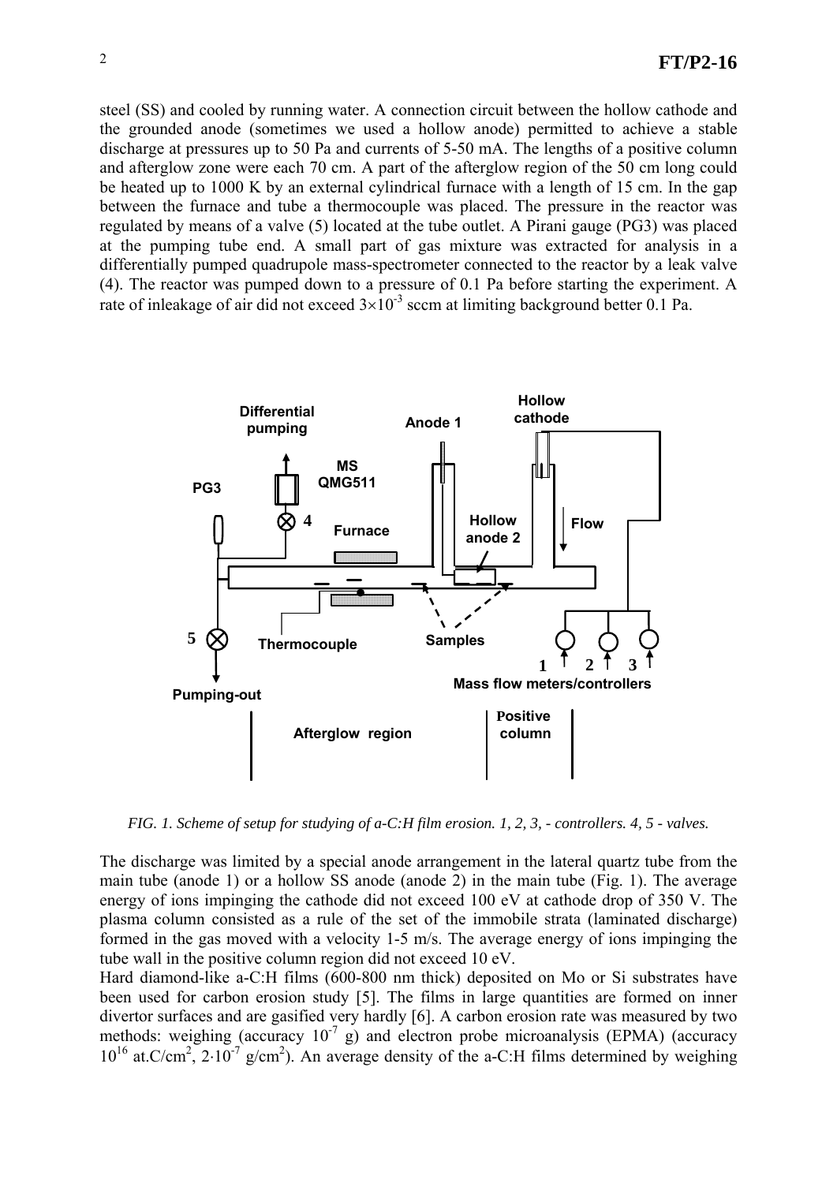steel (SS) and cooled by running water. A connection circuit between the hollow cathode and the grounded anode (sometimes we used a hollow anode) permitted to achieve a stable discharge at pressures up to 50 Pa and currents of 5-50 mA. The lengths of a positive column and afterglow zone were each 70 cm. A part of the afterglow region of the 50 cm long could be heated up to 1000 K by an external cylindrical furnace with a length of 15 cm. In the gap between the furnace and tube a thermocouple was placed. The pressure in the reactor was regulated by means of a valve (5) located at the tube outlet. A Pirani gauge (PG3) was placed at the pumping tube end. A small part of gas mixture was extracted for analysis in a differentially pumped quadrupole mass-spectrometer connected to the reactor by a leak valve (4). The reactor was pumped down to a pressure of 0.1 Pa before starting the experiment. A rate of inleakage of air did not exceed $3\times10^{-3}$ sccm at limiting background better 0.1 Pa.

*FIG. 1. Scheme of setup for studying of a-C:H film erosion. 1, 2, 3, - controllers. 4, 5 - valves.*

The discharge was limited by a special anode arrangement in the lateral quartz tube from the main tube (anode 1) or a hollow SS anode (anode 2) in the main tube (Fig. 1). The average energy of ions impinging the cathode did not exceed 100 eV at cathode drop of 350 V. The plasma column consisted as a rule of the set of the immobile strata (laminated discharge) formed in the gas moved with a velocity 1-5 m/s. The average energy of ions impinging the tube wall in the positive column region did not exceed 10 eV.

Hard diamond-like a-C:H films (600-800 nm thick) deposited on Mo or Si substrates have been used for carbon erosion study [5]. The films in large quantities are formed on inner divertor surfaces and are gasified very hardly [6]. A carbon erosion rate was measured by two methods: weighing (accuracy $10^{-7}$ g) and electron probe microanalysis (EPMA) (accuracy $10^{16}$ at.C/cm$^2$, $2\cdot10^{-7}$ g/cm$^2$). An average density of the a-C:H films determined by weighing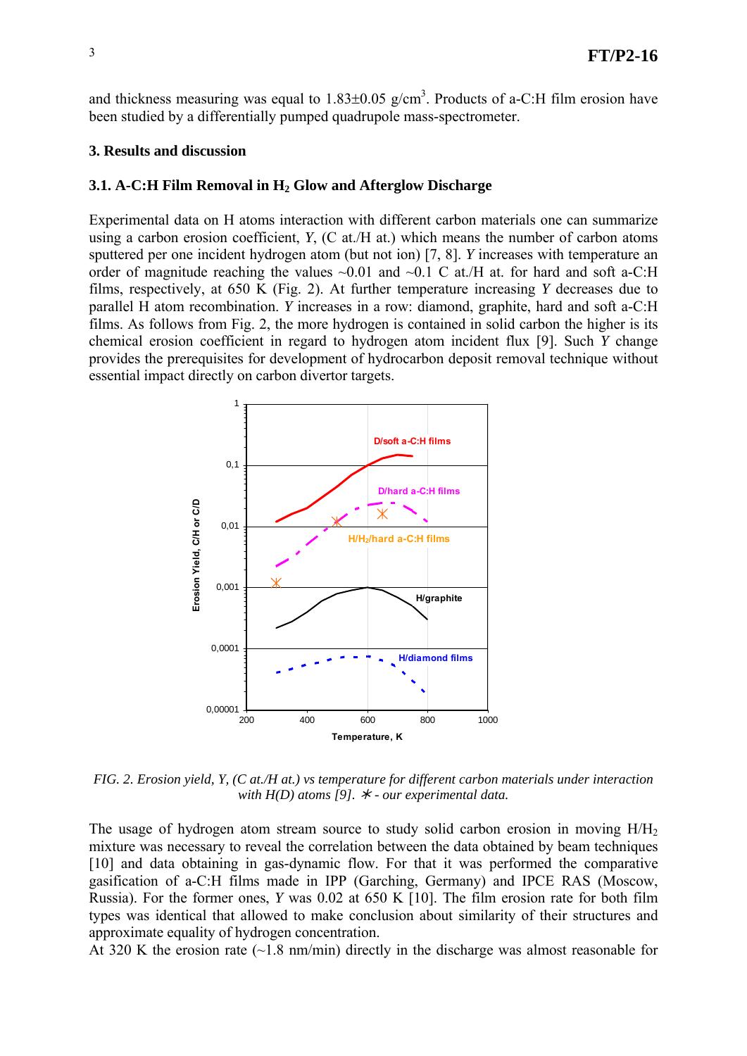and thickness measuring was equal to 1.83±0.05 g/cm$^3$. Products of a-C:H film erosion have been studied by a differentially pumped quadrupole mass-spectrometer.

## 3. Results and discussion

### 3.1. A-C:H Film Removal in $H_2$ Glow and Afterglow Discharge

Experimental data on H atoms interaction with different carbon materials one can summarize using a carbon erosion coefficient, *Y*, (C at./H at.) which means the number of carbon atoms sputtered per one incident hydrogen atom (but not ion) [7, 8]. *Y* increases with temperature an order of magnitude reaching the values ~0.01 and ~0.1 C at./H at. for hard and soft a-C:H films, respectively, at 650 K (Fig. 2). At further temperature increasing *Y* decreases due to parallel H atom recombination. *Y* increases in a row: diamond, graphite, hard and soft a-C:H films. As follows from Fig. 2, the more hydrogen is contained in solid carbon the higher is its chemical erosion coefficient in regard to hydrogen atom incident flux [9]. Such *Y* change provides the prerequisites for development of hydrocarbon deposit removal technique without essential impact directly on carbon divertor targets.

*FIG. 2. Erosion yield, Y, (C at./H at.) vs temperature for different carbon materials under interaction with H(D) atoms [9].* ∗ *- our experimental data.*

The usage of hydrogen atom stream source to study solid carbon erosion in moving $H/H_2$ mixture was necessary to reveal the correlation between the data obtained by beam techniques [10] and data obtaining in gas-dynamic flow. For that it was performed the comparative gasification of a-C:H films made in IPP (Garching, Germany) and IPCE RAS (Moscow, Russia). For the former ones, *Y* was 0.02 at 650 K [10]. The film erosion rate for both film types was identical that allowed to make conclusion about similarity of their structures and approximate equality of hydrogen concentration.

At 320 K the erosion rate (~1.8 nm/min) directly in the discharge was almost reasonable for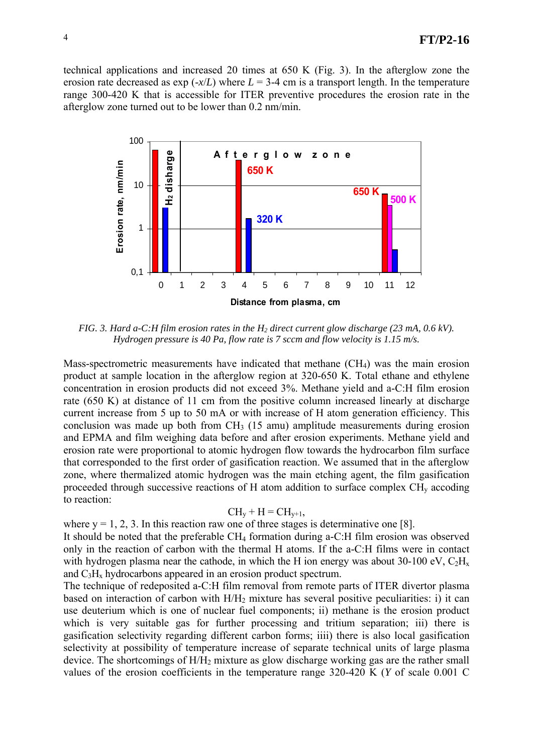technical applications and increased 20 times at 650 K (Fig. 3). In the afterglow zone the erosion rate decreased as $\exp(-x/L)$ where $L$ = 3-4 cm is a transport length. In the temperature range 300-420 K that is accessible for ITER preventive procedures the erosion rate in the afterglow zone turned out to be lower than 0.2 nm/min.

*FIG. 3. Hard a-C:H film erosion rates in the $H_2$ direct current glow discharge (23 mA, 0.6 kV). Hydrogen pressure is 40 Pa, flow rate is 7 sccm and flow velocity is 1.15 m/s.*

Mass-spectrometric measurements have indicated that methane ($CH_4$) was the main erosion product at sample location in the afterglow region at 320-650 K. Total ethane and ethylene concentration in erosion products did not exceed 3%. Methane yield and a-C:H film erosion rate (650 K) at distance of 11 cm from the positive column increased linearly at discharge current increase from 5 up to 50 mA or with increase of H atom generation efficiency. This conclusion was made up both from $CH_3$ (15 amu) amplitude measurements during erosion and EPMA and film weighing data before and after erosion experiments. Methane yield and erosion rate were proportional to atomic hydrogen flow towards the hydrocarbon film surface that corresponded to the first order of gasification reaction. We assumed that in the afterglow zone, where thermalized atomic hydrogen was the main etching agent, the film gasification proceeded through successive reactions of H atom addition to surface complex $CH_y$ accoding to reaction:

$$CH_y + H = CH_{y+1},$$

where y = 1, 2, 3. In this reaction raw one of three stages is determinative one [8].

It should be noted that the preferable $CH_4$ formation during a-C:H film erosion was observed only in the reaction of carbon with the thermal H atoms. If the a-C:H films were in contact with hydrogen plasma near the cathode, in which the H ion energy was about 30-100 eV, $C_2H_x$ and $C_3H_x$ hydrocarbons appeared in an erosion product spectrum.

The technique of redeposited a-C:H film removal from remote parts of ITER divertor plasma based on interaction of carbon with $H/H_2$ mixture has several positive peculiarities: i) it can use deuterium which is one of nuclear fuel components; ii) methane is the erosion product which is very suitable gas for further processing and tritium separation; iii) there is gasification selectivity regarding different carbon forms; iiii) there is also local gasification selectivity at possibility of temperature increase of separate technical units of large plasma device. The shortcomings of $H/H_2$ mixture as glow discharge working gas are the rather small values of the erosion coefficients in the temperature range 320-420 K ($Y$ of scale 0.001 C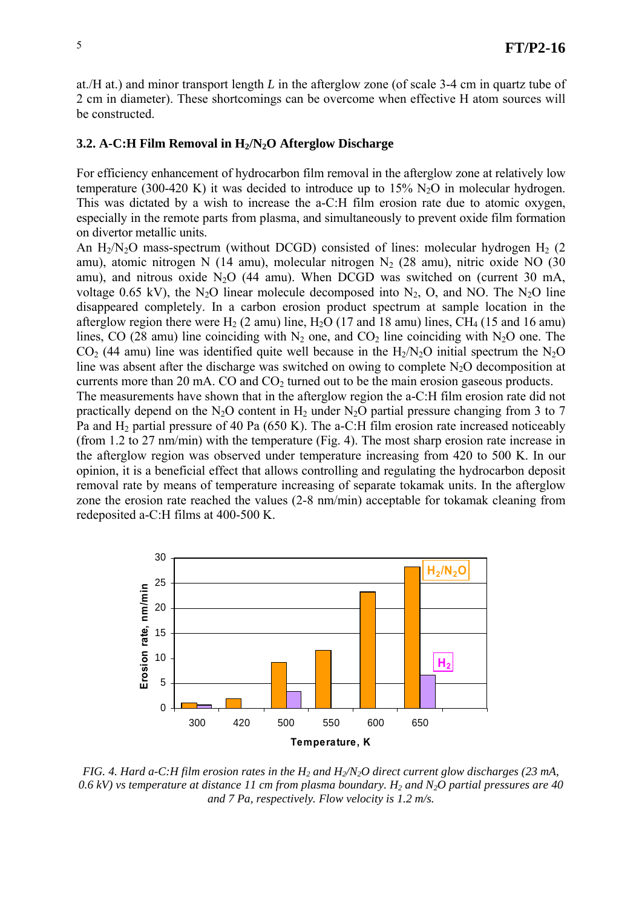at./H at.) and minor transport length *L* in the afterglow zone (of scale 3-4 cm in quartz tube of 2 cm in diameter). These shortcomings can be overcome when effective H atom sources will be constructed.

### 3.2. A-C:H Film Removal in $H_2/N_2O$ Afterglow Discharge

For efficiency enhancement of hydrocarbon film removal in the afterglow zone at relatively low temperature (300-420 K) it was decided to introduce up to 15% $N_2O$ in molecular hydrogen. This was dictated by a wish to increase the a-C:H film erosion rate due to atomic oxygen, especially in the remote parts from plasma, and simultaneously to prevent oxide film formation on divertor metallic units.

An $H_2/N_2O$ mass-spectrum (without DCGD) consisted of lines: molecular hydrogen $H_2$ (2 amu), atomic nitrogen N (14 amu), molecular nitrogen $N_2$ (28 amu), nitric oxide NO (30 amu), and nitrous oxide $N_2O$ (44 amu). When DCGD was switched on (current 30 mA, voltage 0.65 kV), the $N_2O$ linear molecule decomposed into $N_2$, O, and NO. The $N_2O$ line disappeared completely. In a carbon erosion product spectrum at sample location in the afterglow region there were $H_2$ (2 amu) line, $H_2O$ (17 and 18 amu) lines, $CH_4$ (15 and 16 amu) lines, CO (28 amu) line coinciding with $N_2$ one, and $CO_2$ line coinciding with $N_2O$ one. The $CO_2$ (44 amu) line was identified quite well because in the $H_2/N_2O$ initial spectrum the $N_2O$ line was absent after the discharge was switched on owing to complete $N_2O$ decomposition at currents more than 20 mA. CO and $CO_2$ turned out to be the main erosion gaseous products.

The measurements have shown that in the afterglow region the a-C:H film erosion rate did not practically depend on the $N_2O$ content in $H_2$ under $N_2O$ partial pressure changing from 3 to 7 Pa and $H_2$ partial pressure of 40 Pa (650 K). The a-C:H film erosion rate increased noticeably (from 1.2 to 27 nm/min) with the temperature (Fig. 4). The most sharp erosion rate increase in the afterglow region was observed under temperature increasing from 420 to 500 K. In our opinion, it is a beneficial effect that allows controlling and regulating the hydrocarbon deposit removal rate by means of temperature increasing of separate tokamak units. In the afterglow zone the erosion rate reached the values (2-8 nm/min) acceptable for tokamak cleaning from redeposited a-C:H films at 400-500 K.

*FIG. 4. Hard a-C:H film erosion rates in the $H_2$ and $H_2/N_2O$ direct current glow discharges (23 mA, 0.6 kV) vs temperature at distance 11 cm from plasma boundary. $H_2$ and $N_2O$ partial pressures are 40 and 7 Pa, respectively. Flow velocity is 1.2 m/s.*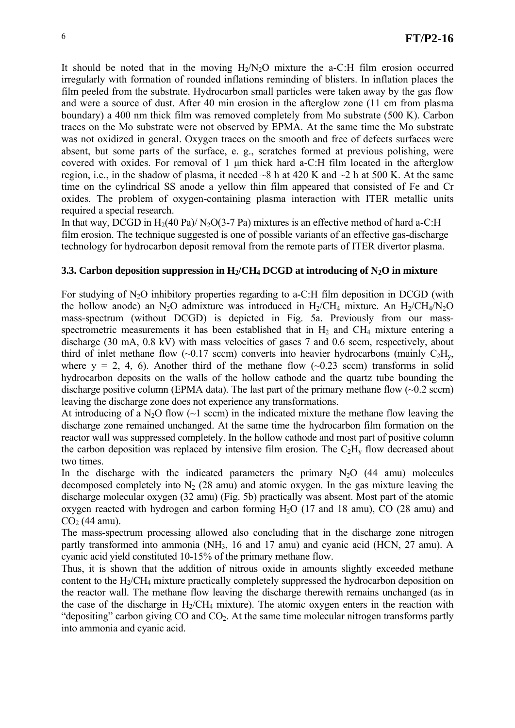It should be noted that in the moving $H_2/N_2O$ mixture the a-C:H film erosion occurred irregularly with formation of rounded inflations reminding of blisters. In inflation places the film peeled from the substrate. Hydrocarbon small particles were taken away by the gas flow and were a source of dust. After 40 min erosion in the afterglow zone (11 cm from plasma boundary) a 400 nm thick film was removed completely from Mo substrate (500 K). Carbon traces on the Mo substrate were not observed by EPMA. At the same time the Mo substrate was not oxidized in general. Oxygen traces on the smooth and free of defects surfaces were absent, but some parts of the surface, e. g., scratches formed at previous polishing, were covered with oxides. For removal of 1 μm thick hard a-C:H film located in the afterglow region, i.e., in the shadow of plasma, it needed ~8 h at 420 K and ~2 h at 500 K. At the same time on the cylindrical SS anode a yellow thin film appeared that consisted of Fe and Cr oxides. The problem of oxygen-containing plasma interaction with ITER metallic units required a special research.

In that way, DCGD in $H_2$(40 Pa)/ $N_2O$(3-7 Pa) mixtures is an effective method of hard a-C:H film erosion. The technique suggested is one of possible variants of an effective gas-discharge technology for hydrocarbon deposit removal from the remote parts of ITER divertor plasma.

### 3.3. Carbon deposition suppression in $H_2/CH_4$ DCGD at introducing of $N_2O$ in mixture

For studying of $N_2O$ inhibitory properties regarding to a-C:H film deposition in DCGD (with the hollow anode) an $N_2O$ admixture was introduced in $H_2/CH_4$ mixture. An $H_2/CH_4/N_2O$ mass-spectrum (without DCGD) is depicted in Fig. 5a. Previously from our mass-spectrometric measurements it has been established that in $H_2$ and $CH_4$ mixture entering a discharge (30 mA, 0.8 kV) with mass velocities of gases 7 and 0.6 sccm, respectively, about third of inlet methane flow (~0.17 sccm) converts into heavier hydrocarbons (mainly $C_2H_y$, where y = 2, 4, 6). Another third of the methane flow (~0.23 sccm) transforms in solid hydrocarbon deposits on the walls of the hollow cathode and the quartz tube bounding the discharge positive column (EPMA data). The last part of the primary methane flow (~0.2 sccm) leaving the discharge zone does not experience any transformations.

At introducing of a $N_2O$ flow (~1 sccm) in the indicated mixture the methane flow leaving the discharge zone remained unchanged. At the same time the hydrocarbon film formation on the reactor wall was suppressed completely. In the hollow cathode and most part of positive column the carbon deposition was replaced by intensive film erosion. The $C_2H_y$ flow decreased about two times.

In the discharge with the indicated parameters the primary $N_2O$ (44 amu) molecules decomposed completely into $N_2$ (28 amu) and atomic oxygen. In the gas mixture leaving the discharge molecular oxygen (32 amu) (Fig. 5b) practically was absent. Most part of the atomic oxygen reacted with hydrogen and carbon forming $H_2O$ (17 and 18 amu), CO (28 amu) and $CO_2$ (44 amu).

The mass-spectrum processing allowed also concluding that in the discharge zone nitrogen partly transformed into ammonia ($NH_3$, 16 and 17 amu) and cyanic acid (HCN, 27 amu). A cyanic acid yield constituted 10-15% of the primary methane flow.

Thus, it is shown that the addition of nitrous oxide in amounts slightly exceeded methane content to the $H_2/CH_4$ mixture practically completely suppressed the hydrocarbon deposition on the reactor wall. The methane flow leaving the discharge therewith remains unchanged (as in the case of the discharge in $H_2/CH_4$ mixture). The atomic oxygen enters in the reaction with "depositing" carbon giving CO and $CO_2$. At the same time molecular nitrogen transforms partly into ammonia and cyanic acid.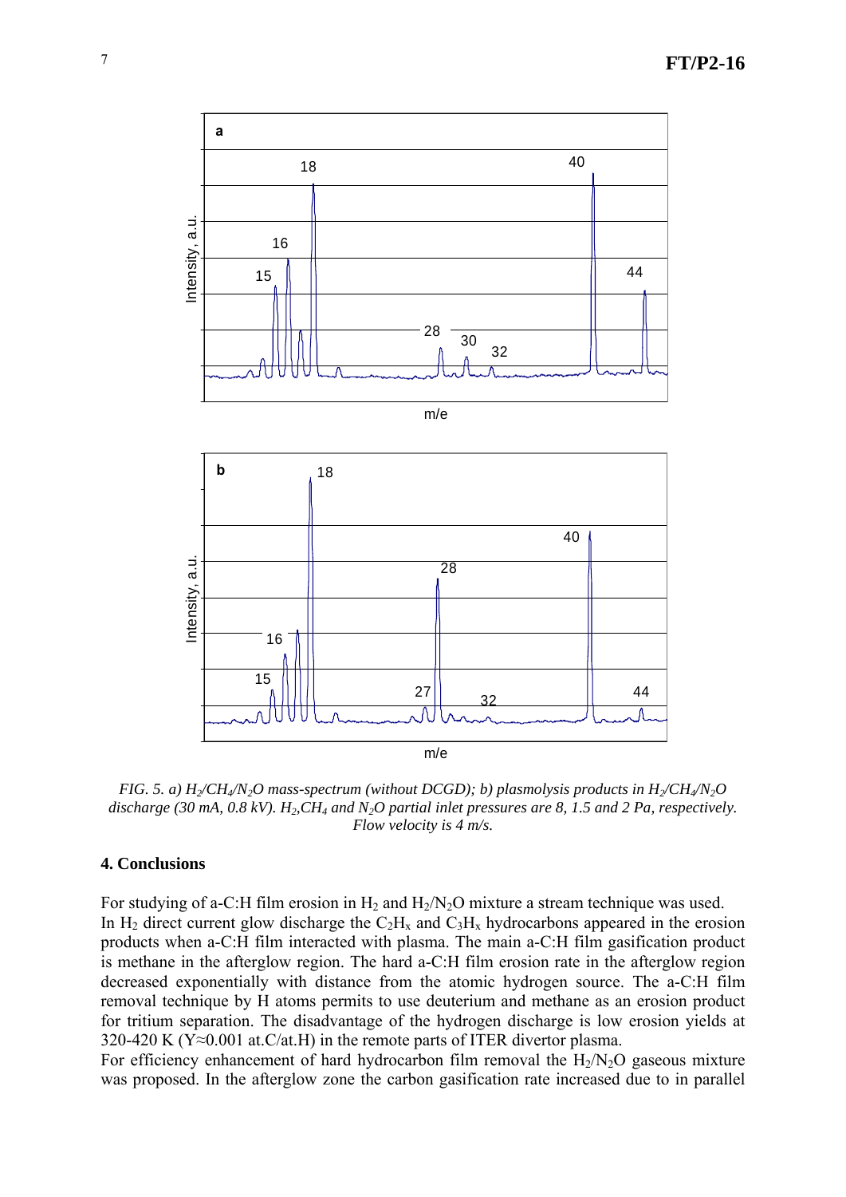*FIG. 5. a) $H_2/CH_4/N_2O$ mass-spectrum (without DCGD); b) plasmolysis products in $H_2/CH_4/N_2O$ discharge (30 mA, 0.8 kV). $H_2$,$CH_4$ and $N_2O$ partial inlet pressures are 8, 1.5 and 2 Pa, respectively. Flow velocity is 4 m/s.*

## 4. Conclusions

For studying of a-C:H film erosion in $H_2$ and $H_2/N_2O$ mixture a stream technique was used.
In $H_2$ direct current glow discharge the $C_2H_x$ and $C_3H_x$ hydrocarbons appeared in the erosion products when a-C:H film interacted with plasma. The main a-C:H film gasification product is methane in the afterglow region. The hard a-C:H film erosion rate in the afterglow region decreased exponentially with distance from the atomic hydrogen source. The a-C:H film removal technique by H atoms permits to use deuterium and methane as an erosion product for tritium separation. The disadvantage of the hydrogen discharge is low erosion yields at 320-420 K ($Y \approx 0.001$ at.C/at.H) in the remote parts of ITER divertor plasma.
For efficiency enhancement of hard hydrocarbon film removal the $H_2/N_2O$ gaseous mixture was proposed. In the afterglow zone the carbon gasification rate increased due to in parallel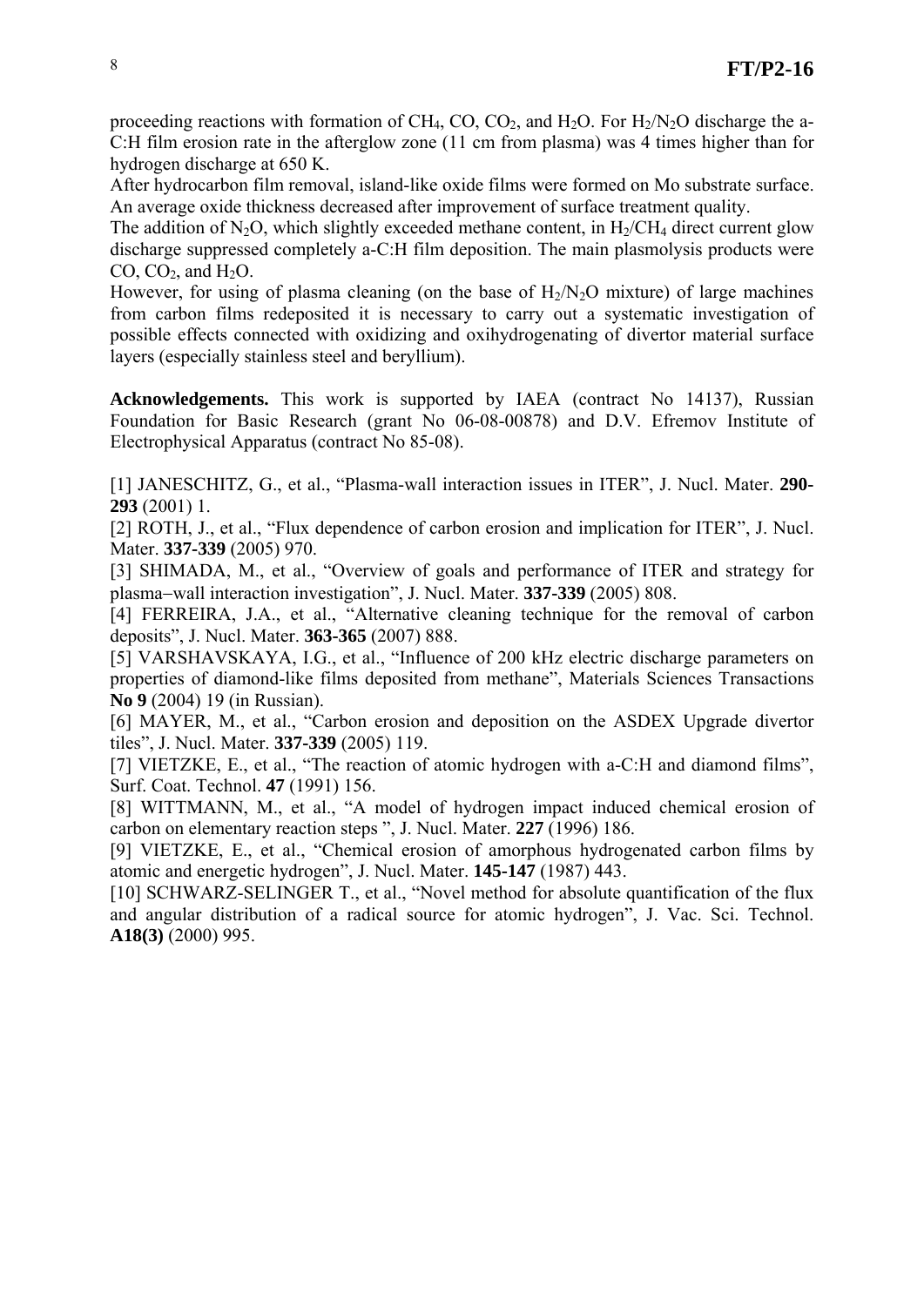proceeding reactions with formation of $CH_4$, CO, $CO_2$, and $H_2O$. For $H_2/N_2O$ discharge the a-C:H film erosion rate in the afterglow zone (11 cm from plasma) was 4 times higher than for hydrogen discharge at 650 K.

After hydrocarbon film removal, island-like oxide films were formed on Mo substrate surface. An average oxide thickness decreased after improvement of surface treatment quality.

The addition of $N_2O$, which slightly exceeded methane content, in $H_2/CH_4$ direct current glow discharge suppressed completely a-C:H film deposition. The main plasmolysis products were CO, $CO_2$, and $H_2O$.

However, for using of plasma cleaning (on the base of $H_2/N_2O$ mixture) of large machines from carbon films redeposited it is necessary to carry out a systematic investigation of possible effects connected with oxidizing and oxihydrogenating of divertor material surface layers (especially stainless steel and beryllium).

**Acknowledgements.** This work is supported by IAEA (contract No 14137), Russian Foundation for Basic Research (grant No 06-08-00878) and D.V. Efremov Institute of Electrophysical Apparatus (contract No 85-08).

[1] JANESCHITZ, G., et al., "Plasma-wall interaction issues in ITER", J. Nucl. Mater. **290-293** (2001) 1.

[2] ROTH, J., et al., "Flux dependence of carbon erosion and implication for ITER", J. Nucl. Mater. **337-339** (2005) 970.

[3] SHIMADA, M., et al., "Overview of goals and performance of ITER and strategy for plasma–wall interaction investigation", J. Nucl. Mater. **337-339** (2005) 808.

[4] FERREIRA, J.A., et al., "Alternative cleaning technique for the removal of carbon deposits", J. Nucl. Mater. **363-365** (2007) 888.

[5] VARSHAVSKAYA, I.G., et al., "Influence of 200 kHz electric discharge parameters on properties of diamond-like films deposited from methane", Materials Sciences Transactions **No 9** (2004) 19 (in Russian).

[6] MAYER, M., et al., "Carbon erosion and deposition on the ASDEX Upgrade divertor tiles", J. Nucl. Mater. **337-339** (2005) 119.

[7] VIETZKE, E., et al., "The reaction of atomic hydrogen with a-C:H and diamond films", Surf. Coat. Technol. **47** (1991) 156.

[8] WITTMANN, M., et al., "A model of hydrogen impact induced chemical erosion of carbon on elementary reaction steps ", J. Nucl. Mater. **227** (1996) 186.

[9] VIETZKE, E., et al., "Chemical erosion of amorphous hydrogenated carbon films by atomic and energetic hydrogen", J. Nucl. Mater. **145-147** (1987) 443.

[10] SCHWARZ-SELINGER T., et al., "Novel method for absolute quantification of the flux and angular distribution of a radical source for atomic hydrogen", J. Vac. Sci. Technol. **A18(3)** (2000) 995.